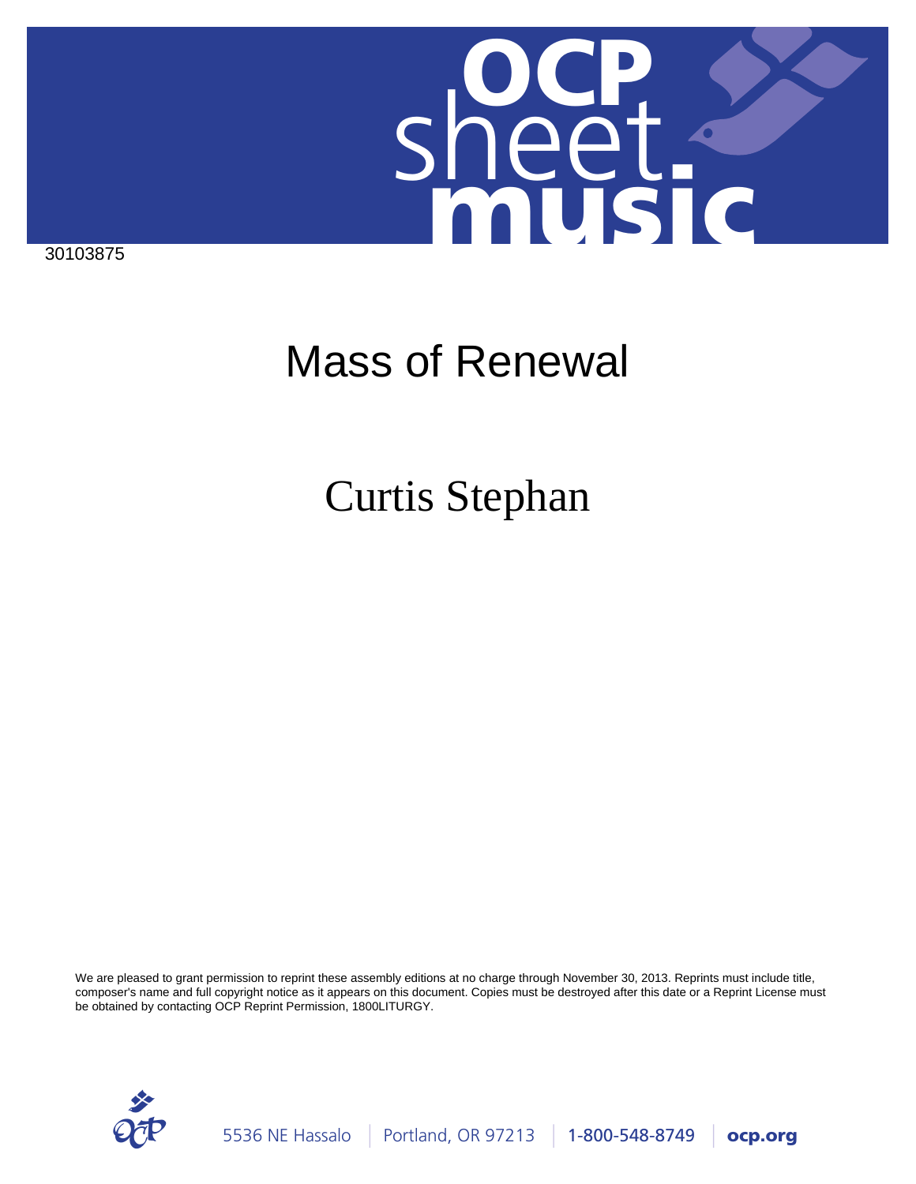30103875

# Mass of Renewal

## Curtis Stephan

We are pleased to grant permission to reprint these assembly editions at no charge through November 30, 2013. Reprints must include title, composer's name and full copyright notice as it appears on this document. Copies must be destroyed after this date or a Reprint License must be obtained by contacting OCP Reprint Permission, 1800LITURGY.

5536 NE Hassalo | Portland, OR 97213 | 1-800-548-8749 | ocp.org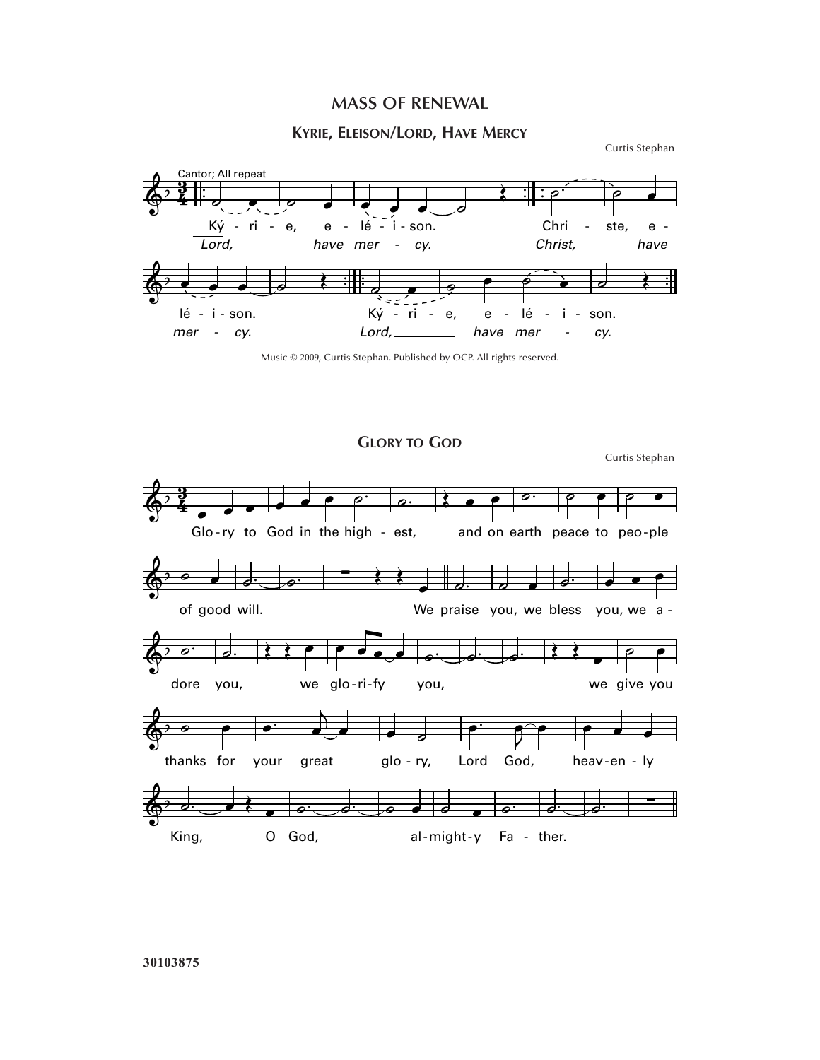# MASS OF RENEWAL

## KYRIE, ELEISON/LORD, HAVE MERCY

Curtis Stephan

Cantor; All repeat

Ký - ri - e, e - lé - i - son. Chri - ste, e - lé - i - son. Ký - ri - e, e - lé - i - son.

*Lord, have mer - cy. Christ, have mer - cy. Lord, have mer - cy.*

Music © 2009, Curtis Stephan. Published by OCP. All rights reserved.

## GLORY TO GOD

Curtis Stephan

Glo - ry to God in the high - est, and on earth peace to peo - ple of good will. We praise you, we bless you, we a - dore you, we glo - ri - fy you, we give you thanks for your great glo - ry, Lord God, heav - en - ly King, O God, al - might - y Fa - ther.

30103875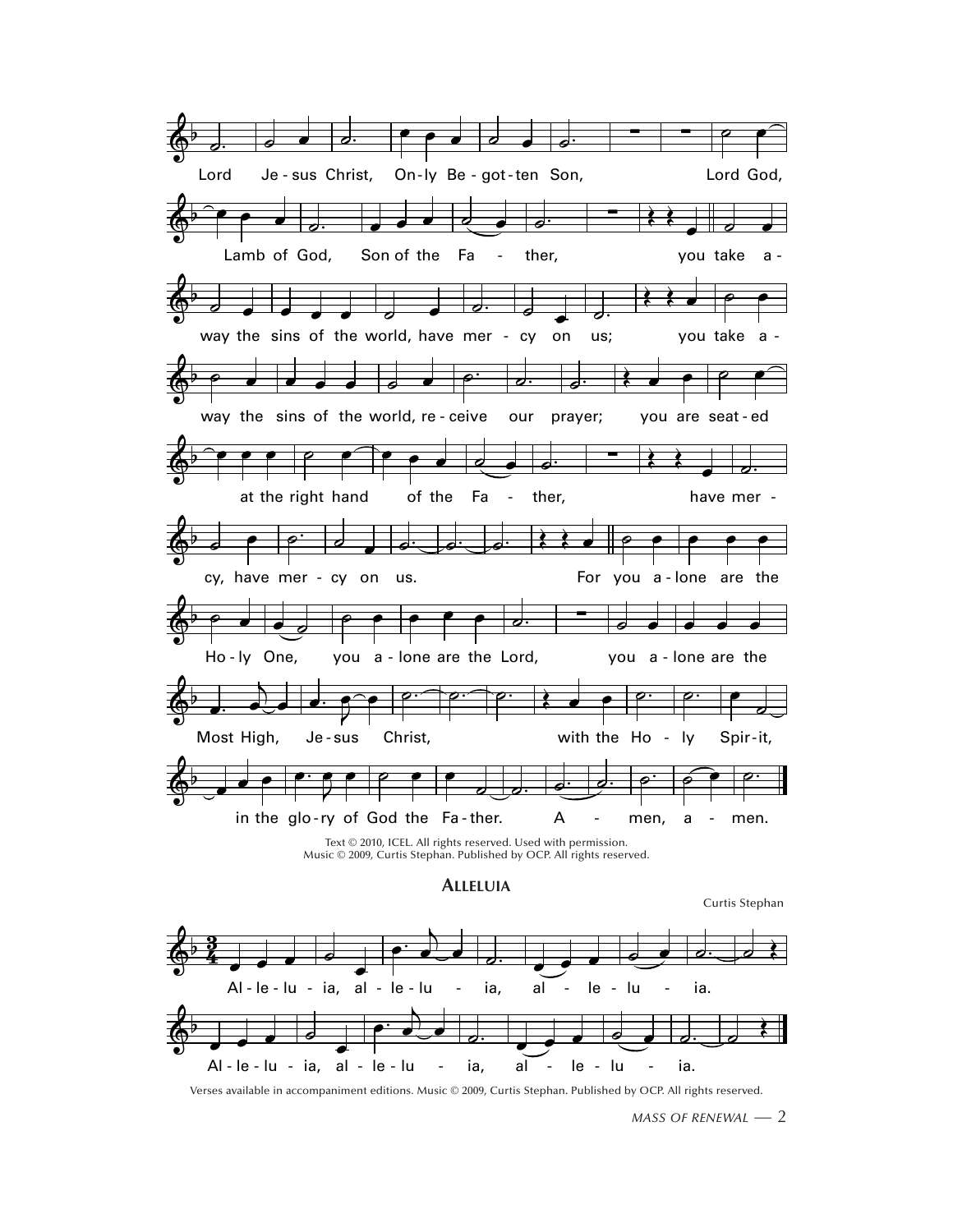Lord Je - sus Christ, On - ly Be - got - ten Son, Lord God,

Lamb of God, Son of the Fa - ther, you take a -

way the sins of the world, have mer - cy on us; you take a -

way the sins of the world, re - ceive our prayer; you are seat - ed

at the right hand of the Fa - ther, have mer -

cy, have mer - cy on us. For you a - lone are the

Ho - ly One, you a - lone are the Lord, you a - lone are the

Most High, Je - sus Christ, with the Ho - ly Spir - it,

in the glo - ry of God the Fa - ther. A - men, a - men.

Text © 2010, ICEL. All rights reserved. Used with permission.
Music © 2009, Curtis Stephan. Published by OCP. All rights reserved.

## Alleluia

Curtis Stephan

Al - le - lu - ia, al - le - lu - ia, al - le - lu - ia.

Al - le - lu - ia, al - le - lu - ia, al - le - lu - ia.

Verses available in accompaniment editions. Music © 2009, Curtis Stephan. Published by OCP. All rights reserved.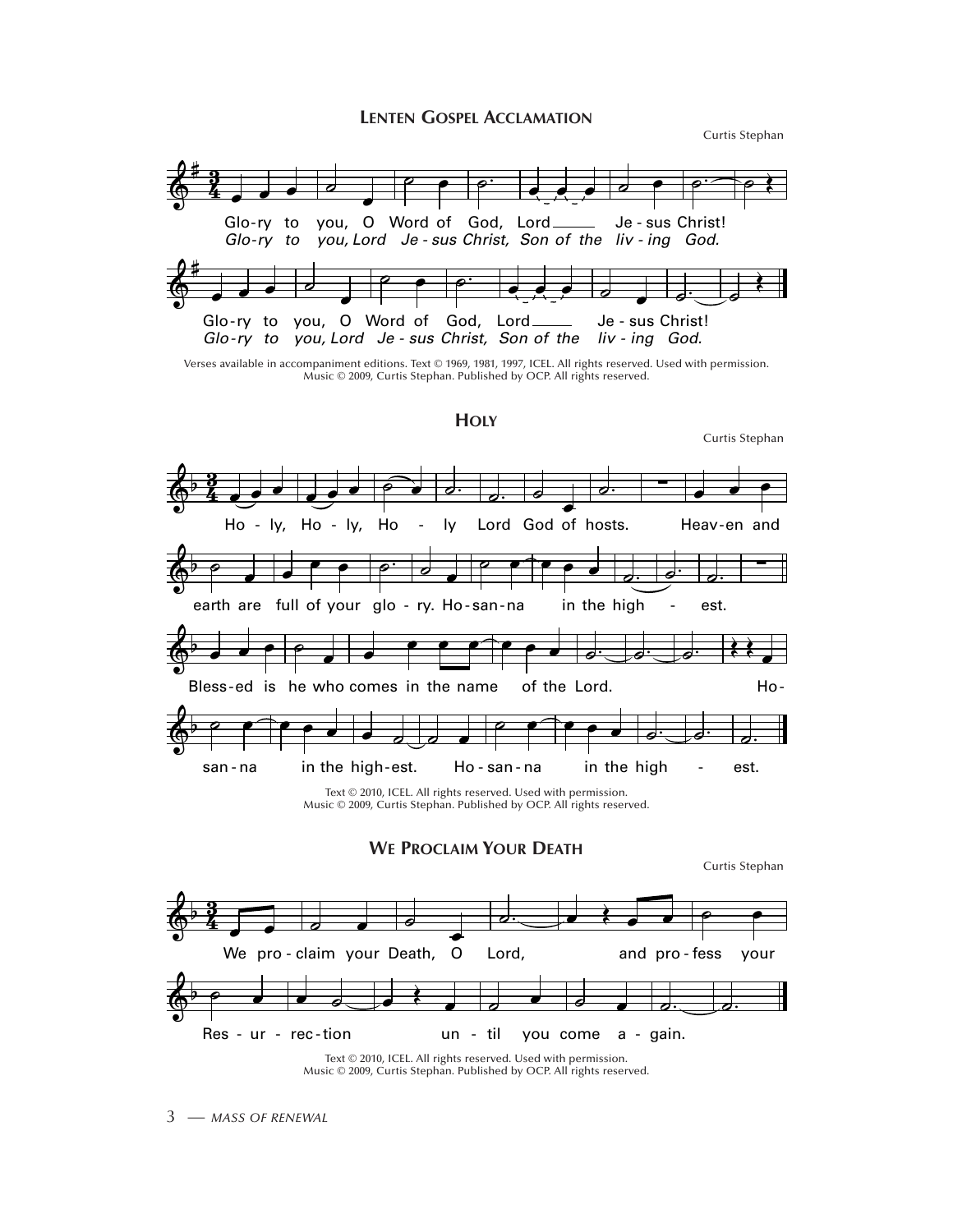## LENTEN GOSPEL ACCLAMATION

Curtis Stephan

Glo-ry to you, O Word of God, Lord Je - sus Christ!
*Glo-ry to you, Lord Je - sus Christ, Son of the liv - ing God.*

Glo-ry to you, O Word of God, Lord Je - sus Christ!
*Glo-ry to you, Lord Je - sus Christ, Son of the liv - ing God.*

Verses available in accompaniment editions. Text © 1969, 1981, 1997, ICEL. All rights reserved. Used with permission.
Music © 2009, Curtis Stephan. Published by OCP. All rights reserved.

## HOLY

Curtis Stephan

Ho - ly, Ho - ly, Ho - ly Lord God of hosts. Heav-en and earth are full of your glo - ry. Ho-san-na in the high - est.

Bless-ed is he who comes in the name of the Lord. Ho-san-na in the high-est. Ho - san - na in the high - est.

Text © 2010, ICEL. All rights reserved. Used with permission.
Music © 2009, Curtis Stephan. Published by OCP. All rights reserved.

## WE PROCLAIM YOUR DEATH

Curtis Stephan

We pro - claim your Death, O Lord, and pro - fess your Res - ur - rec-tion un - til you come a - gain.

Text © 2010, ICEL. All rights reserved. Used with permission.
Music © 2009, Curtis Stephan. Published by OCP. All rights reserved.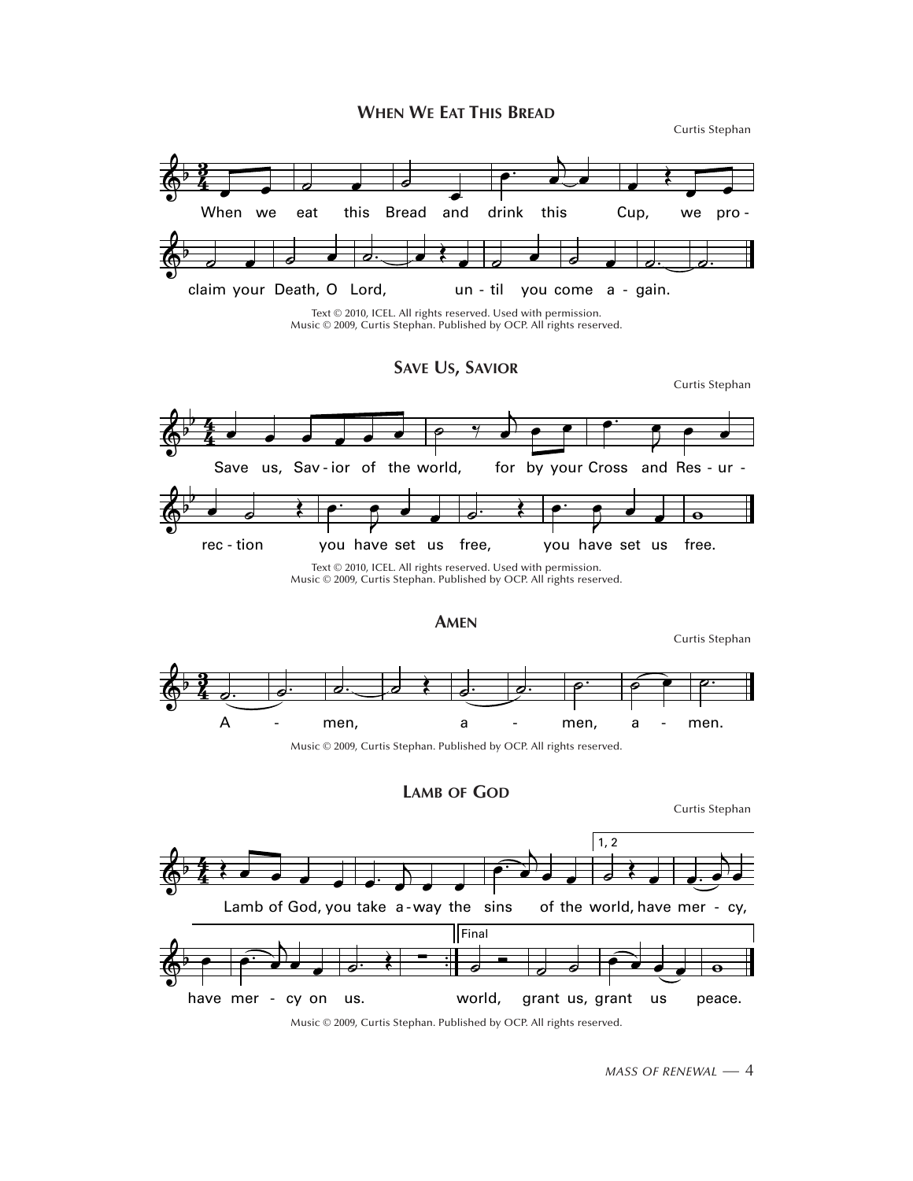## When We Eat This Bread

Curtis Stephan

When we eat this Bread and drink this Cup, we pro-claim your Death, O Lord, un-til you come a-gain.

Text © 2010, ICEL. All rights reserved. Used with permission.
Music © 2009, Curtis Stephan. Published by OCP. All rights reserved.

## Save Us, Savior

Curtis Stephan

Save us, Sav-ior of the world, for by your Cross and Res-ur-rec-tion you have set us free, you have set us free.

Text © 2010, ICEL. All rights reserved. Used with permission.
Music © 2009, Curtis Stephan. Published by OCP. All rights reserved.

## Amen

Curtis Stephan

A - men, a - men, a - men.

Music © 2009, Curtis Stephan. Published by OCP. All rights reserved.

## Lamb of God

Curtis Stephan

1, 2

Lamb of God, you take a-way the sins of the world, have mer - cy, have mer - cy on us.

Final

world, grant us, grant us peace.

Music © 2009, Curtis Stephan. Published by OCP. All rights reserved.